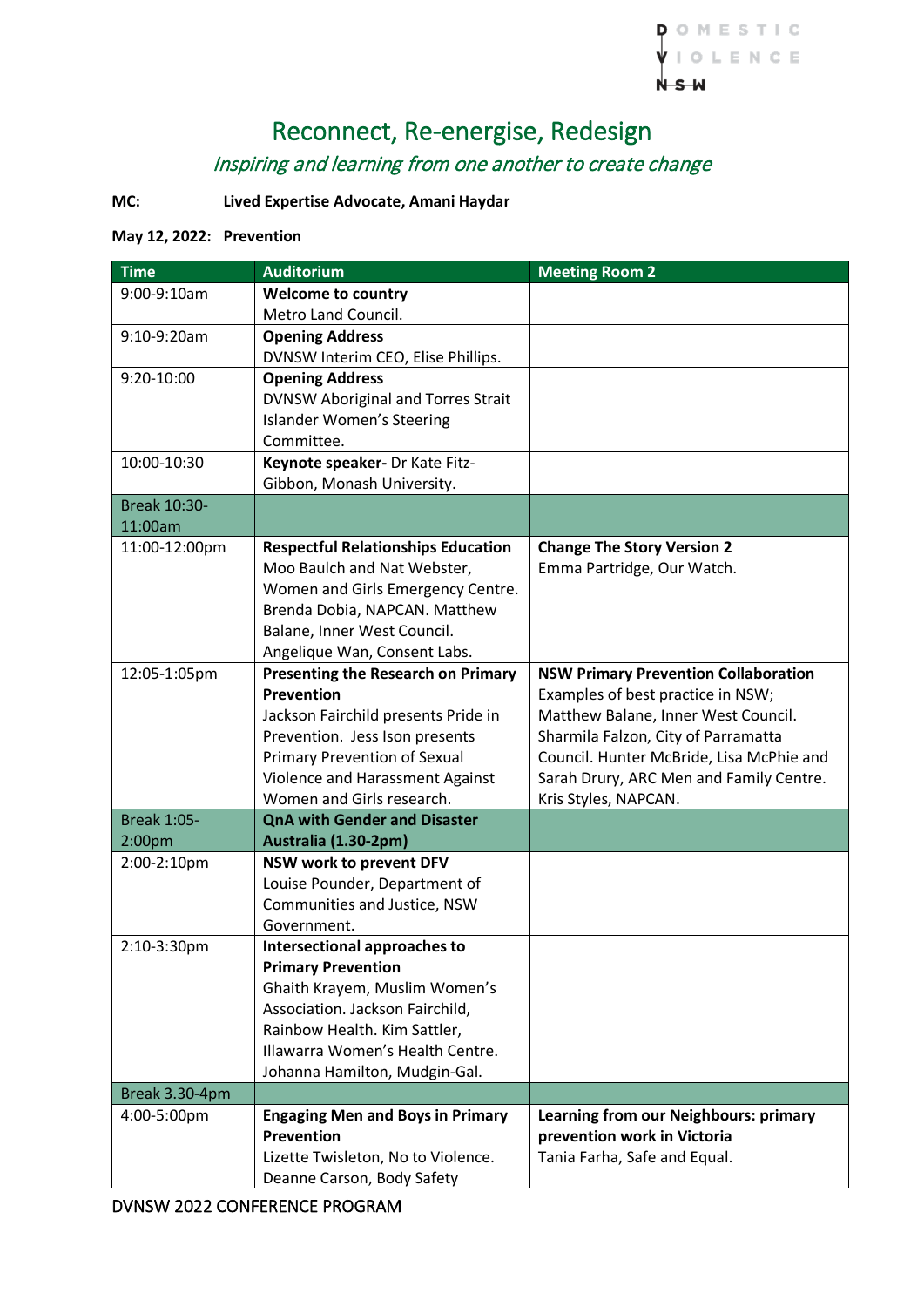# Reconnect, Re-energise, Redesign

*Inspiring and learning from one another to create change*

**MC: Lived Expertise Advocate, Amani Haydar**

**May 12, 2022: Prevention**

| Time | Auditorium | Meeting Room 2 |
| --- | --- | --- |
| 9:00-9:10am | **Welcome to country** Metro Land Council. | |
| 9:10-9:20am | **Opening Address** DVNSW Interim CEO, Elise Phillips. | |
| 9:20-10:00 | **Opening Address** DVNSW Aboriginal and Torres Strait Islander Women's Steering Committee. | |
| 10:00-10:30 | **Keynote speaker-** Dr Kate Fitz-Gibbon, Monash University. | |
| Break 10:30-11:00am | | |
| 11:00-12:00pm | **Respectful Relationships Education** Moo Baulch and Nat Webster, Women and Girls Emergency Centre. Brenda Dobia, NAPCAN. Matthew Balane, Inner West Council. Angelique Wan, Consent Labs. | **Change The Story Version 2** Emma Partridge, Our Watch. |
| 12:05-1:05pm | **Presenting the Research on Primary Prevention** Jackson Fairchild presents Pride in Prevention. Jess Ison presents Primary Prevention of Sexual Violence and Harassment Against Women and Girls research. | **NSW Primary Prevention Collaboration** Examples of best practice in NSW; Matthew Balane, Inner West Council. Sharmila Falzon, City of Parramatta Council. Hunter McBride, Lisa McPhie and Sarah Drury, ARC Men and Family Centre. Kris Styles, NAPCAN. |
| Break 1:05-2:00pm | **QnA with Gender and Disaster Australia (1.30-2pm)** | |
| 2:00-2:10pm | **NSW work to prevent DFV** Louise Pounder, Department of Communities and Justice, NSW Government. | |
| 2:10-3:30pm | **Intersectional approaches to Primary Prevention** Ghaith Krayem, Muslim Women's Association. Jackson Fairchild, Rainbow Health. Kim Sattler, Illawarra Women's Health Centre. Johanna Hamilton, Mudgin-Gal. | |
| Break 3.30-4pm | | |
| 4:00-5:00pm | **Engaging Men and Boys in Primary Prevention** Lizette Twisleton, No to Violence. Deanne Carson, Body Safety | **Learning from our Neighbours: primary prevention work in Victoria** Tania Farha, Safe and Equal. |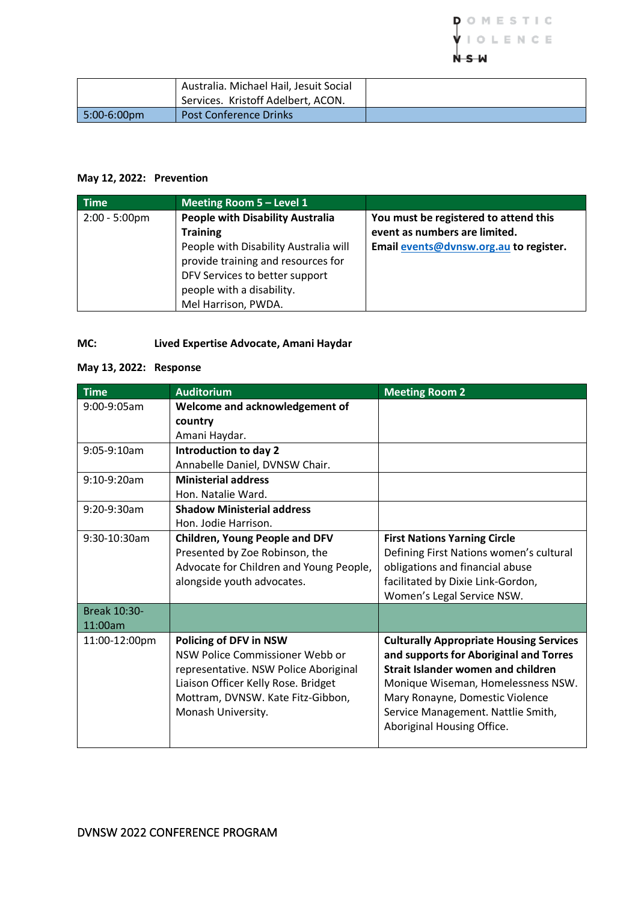| | Australia. Michael Hail, Jesuit Social Services. Kristoff Adelbert, ACON. | |
|---|---|---|
| 5:00-6:00pm | Post Conference Drinks | |

**May 12, 2022: Prevention**

| Time | Meeting Room 5 – Level 1 | |
|---|---|---|
| 2:00 - 5:00pm | **People with Disability Australia Training**<br>People with Disability Australia will provide training and resources for DFV Services to better support people with a disability.<br>Mel Harrison, PWDA. | **You must be registered to attend this event as numbers are limited.**<br>**Email events@dvnsw.org.au to register.** |

**MC: Lived Expertise Advocate, Amani Haydar**

**May 13, 2022: Response**

| Time | Auditorium | Meeting Room 2 |
|---|---|---|
| 9:00-9:05am | **Welcome and acknowledgement of country**<br>Amani Haydar. | |
| 9:05-9:10am | **Introduction to day 2**<br>Annabelle Daniel, DVNSW Chair. | |
| 9:10-9:20am | **Ministerial address**<br>Hon. Natalie Ward. | |
| 9:20-9:30am | **Shadow Ministerial address**<br>Hon. Jodie Harrison. | |
| 9:30-10:30am | **Children, Young People and DFV**<br>Presented by Zoe Robinson, the Advocate for Children and Young People, alongside youth advocates. | **First Nations Yarning Circle**<br>Defining First Nations women's cultural obligations and financial abuse facilitated by Dixie Link-Gordon, Women's Legal Service NSW. |
| Break 10:30-11:00am | | |
| 11:00-12:00pm | **Policing of DFV in NSW**<br>NSW Police Commissioner Webb or representative. NSW Police Aboriginal Liaison Officer Kelly Rose. Bridget Mottram, DVNSW. Kate Fitz-Gibbon, Monash University. | **Culturally Appropriate Housing Services and supports for Aboriginal and Torres Strait Islander women and children**<br>Monique Wiseman, Homelessness NSW. Mary Ronayne, Domestic Violence Service Management. Nattlie Smith, Aboriginal Housing Office. |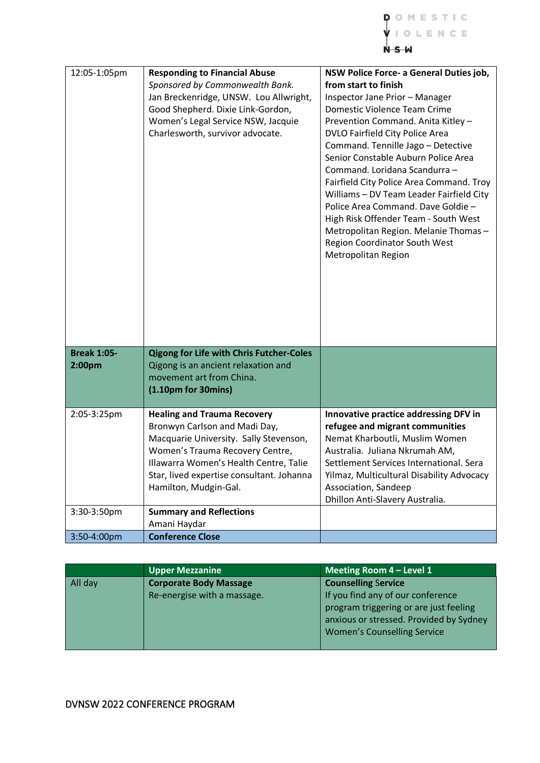| | | |
|---|---|---|
| 12:05-1:05pm | **Responding to Financial Abuse** *Sponsored by Commonwealth Bank.* Jan Breckenridge, UNSW. Lou Allwright, Good Shepherd. Dixie Link-Gordon, Women's Legal Service NSW, Jacquie Charlesworth, survivor advocate. | **NSW Police Force- a General Duties job, from start to finish** Inspector Jane Prior – Manager Domestic Violence Team Crime Prevention Command. Anita Kitley – DVLO Fairfield City Police Area Command. Tennille Jago – Detective Senior Constable Auburn Police Area Command. Loridana Scandurra – Fairfield City Police Area Command. Troy Williams – DV Team Leader Fairfield City Police Area Command. Dave Goldie – High Risk Offender Team - South West Metropolitan Region. Melanie Thomas – Region Coordinator South West Metropolitan Region |
| **Break 1:05-2:00pm** | **Qigong for Life with Chris Futcher-Coles** Qigong is an ancient relaxation and movement art from China. **(1.10pm for 30mins)** | |
| 2:05-3:25pm | **Healing and Trauma Recovery** Bronwyn Carlson and Madi Day, Macquarie University. Sally Stevenson, Women's Trauma Recovery Centre, Illawarra Women's Health Centre, Talie Star, lived expertise consultant. Johanna Hamilton, Mudgin-Gal. | **Innovative practice addressing DFV in refugee and migrant communities** Nemat Kharboutli, Muslim Women Australia. Juliana Nkrumah AM, Settlement Services International. Sera Yilmaz, Multicultural Disability Advocacy Association, Sandeep Dhillon Anti-Slavery Australia. |
| 3:30-3:50pm | **Summary and Reflections** Amani Haydar | |
| 3:50-4:00pm | **Conference Close** | |

| | Upper Mezzanine | Meeting Room 4 – Level 1 |
|---|---|---|
| All day | **Corporate Body Massage** Re-energise with a massage. | **Counselling Service** If you find any of our conference program triggering or are just feeling anxious or stressed. Provided by Sydney Women's Counselling Service |